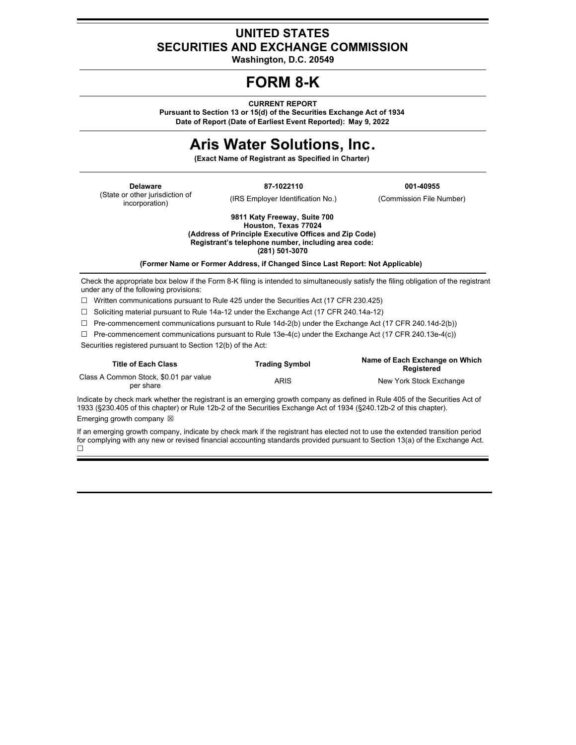# UNITED STATES
# SECURITIES AND EXCHANGE COMMISSION

**Washington, D.C. 20549**

# FORM 8-K

**CURRENT REPORT**
**Pursuant to Section 13 or 15(d) of the Securities Exchange Act of 1934**
**Date of Report (Date of Earliest Event Reported): May 9, 2022**

# Aris Water Solutions, Inc.

**(Exact Name of Registrant as Specified in Charter)**

| **Delaware** | **87-1022110** | **001-40955** |
|---|---|---|
| (State or other jurisdiction of incorporation) | (IRS Employer Identification No.) | (Commission File Number) |

**9811 Katy Freeway, Suite 700**
**Houston, Texas 77024**
**(Address of Principle Executive Offices and Zip Code)**
**Registrant's telephone number, including area code:**
**(281) 501-3070**

**(Former Name or Former Address, if Changed Since Last Report: Not Applicable)**

Check the appropriate box below if the Form 8-K filing is intended to simultaneously satisfy the filing obligation of the registrant under any of the following provisions:

☐ Written communications pursuant to Rule 425 under the Securities Act (17 CFR 230.425)

☐ Soliciting material pursuant to Rule 14a-12 under the Exchange Act (17 CFR 240.14a-12)

☐ Pre-commencement communications pursuant to Rule 14d-2(b) under the Exchange Act (17 CFR 240.14d-2(b))

☐ Pre-commencement communications pursuant to Rule 13e-4(c) under the Exchange Act (17 CFR 240.13e-4(c))

Securities registered pursuant to Section 12(b) of the Act:

| Title of Each Class | Trading Symbol | Name of Each Exchange on Which Registered |
|---|---|---|
| Class A Common Stock, $0.01 par value per share | ARIS | New York Stock Exchange |

Indicate by check mark whether the registrant is an emerging growth company as defined in Rule 405 of the Securities Act of 1933 (§230.405 of this chapter) or Rule 12b-2 of the Securities Exchange Act of 1934 (§240.12b-2 of this chapter).

Emerging growth company ☒

If an emerging growth company, indicate by check mark if the registrant has elected not to use the extended transition period for complying with any new or revised financial accounting standards provided pursuant to Section 13(a) of the Exchange Act. ☐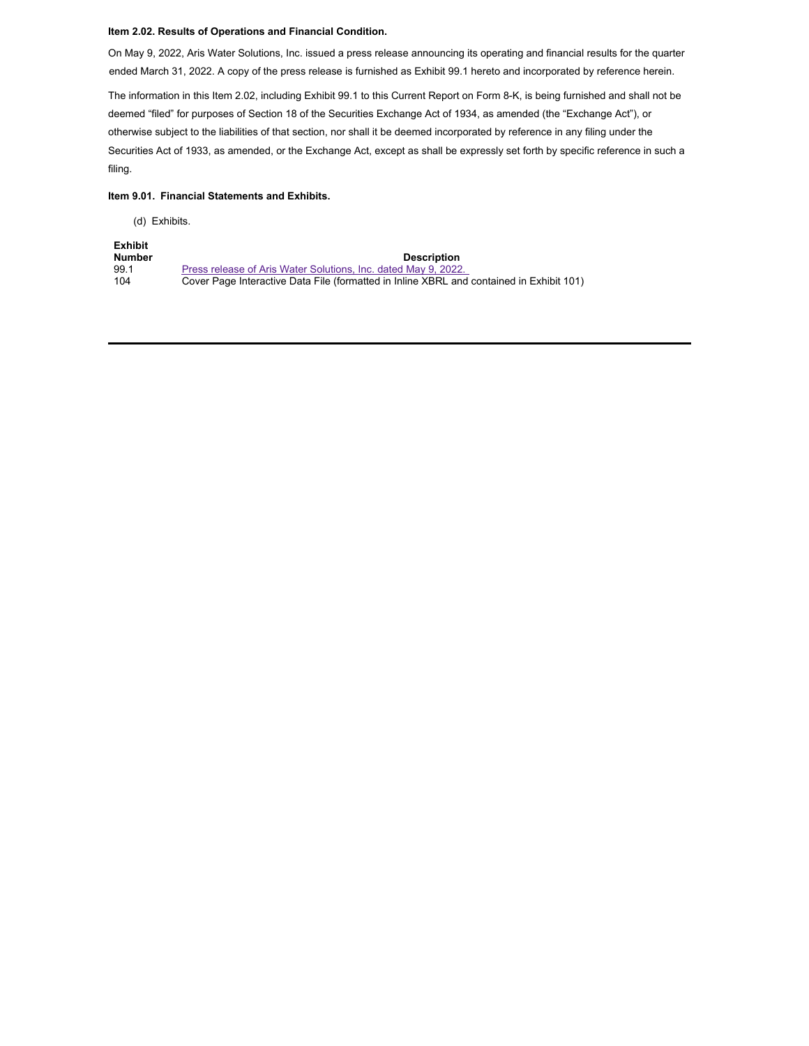**Item 2.02. Results of Operations and Financial Condition.**

On May 9, 2022, Aris Water Solutions, Inc. issued a press release announcing its operating and financial results for the quarter ended March 31, 2022. A copy of the press release is furnished as Exhibit 99.1 hereto and incorporated by reference herein.

The information in this Item 2.02, including Exhibit 99.1 to this Current Report on Form 8-K, is being furnished and shall not be deemed "filed" for purposes of Section 18 of the Securities Exchange Act of 1934, as amended (the "Exchange Act"), or otherwise subject to the liabilities of that section, nor shall it be deemed incorporated by reference in any filing under the Securities Act of 1933, as amended, or the Exchange Act, except as shall be expressly set forth by specific reference in such a filing.

**Item 9.01. Financial Statements and Exhibits.**

(d) Exhibits.

| Exhibit Number | Description |
|---|---|
| 99.1 | Press release of Aris Water Solutions, Inc. dated May 9, 2022. |
| 104 | Cover Page Interactive Data File (formatted in Inline XBRL and contained in Exhibit 101) |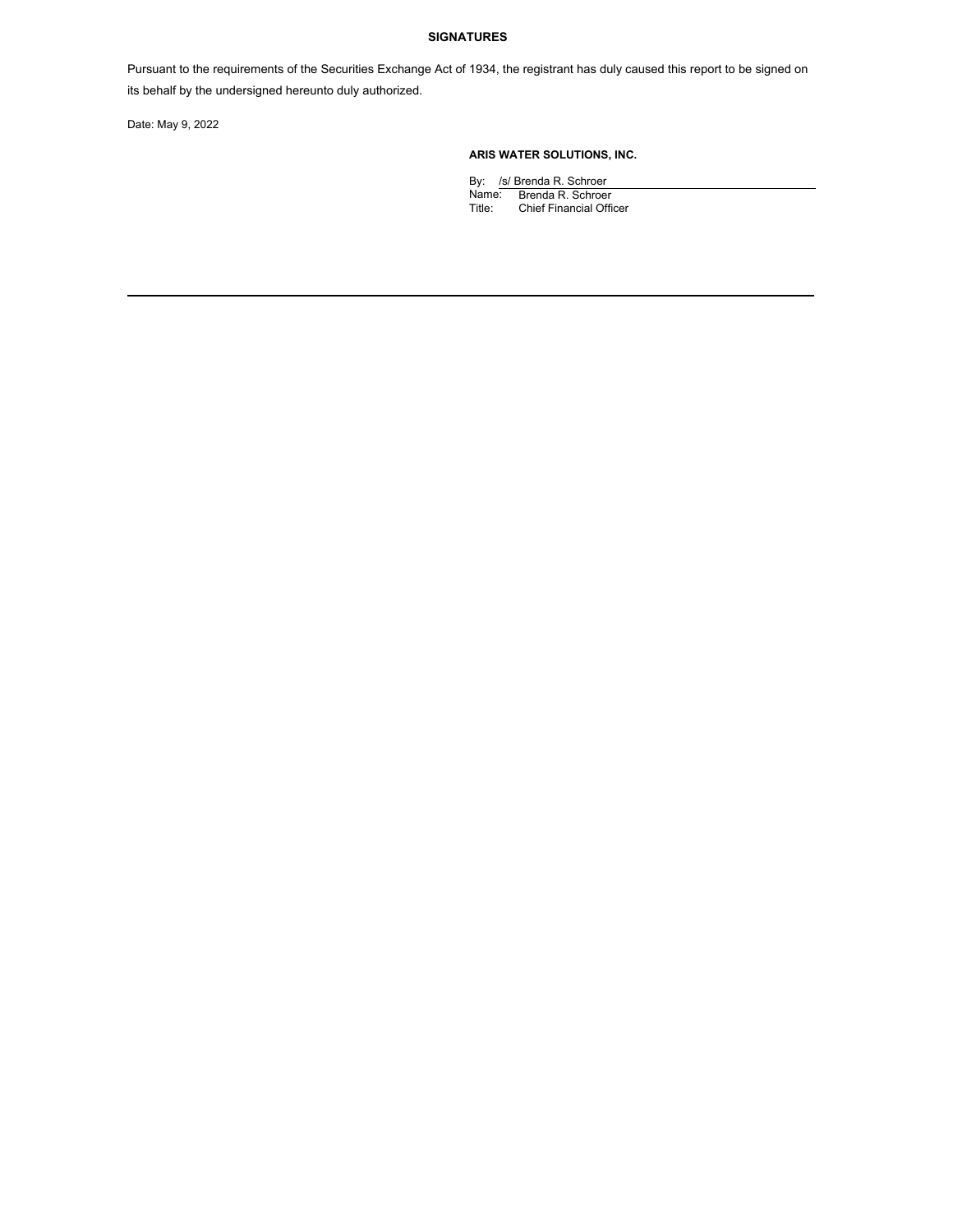## SIGNATURES

Pursuant to the requirements of the Securities Exchange Act of 1934, the registrant has duly caused this report to be signed on its behalf by the undersigned hereunto duly authorized.

Date: May 9, 2022

**ARIS WATER SOLUTIONS, INC.**

By: /s/ Brenda R. Schroer
Name: Brenda R. Schroer
Title: Chief Financial Officer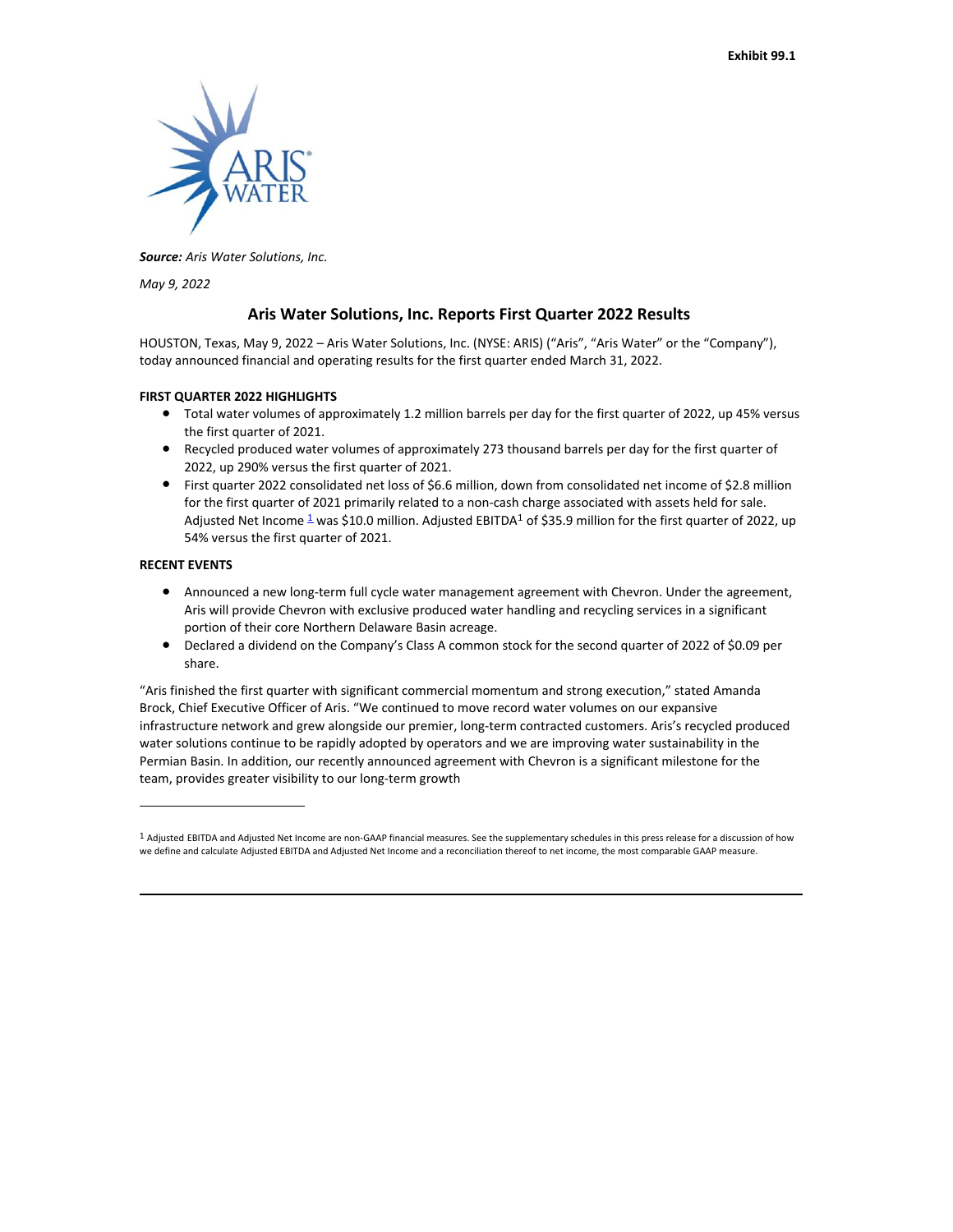**Exhibit 99.1**

***Source:*** *Aris Water Solutions, Inc.*

*May 9, 2022*

## Aris Water Solutions, Inc. Reports First Quarter 2022 Results

HOUSTON, Texas, May 9, 2022 – Aris Water Solutions, Inc. (NYSE: ARIS) ("Aris", "Aris Water" or the "Company"), today announced financial and operating results for the first quarter ended March 31, 2022.

**FIRST QUARTER 2022 HIGHLIGHTS**

- Total water volumes of approximately 1.2 million barrels per day for the first quarter of 2022, up 45% versus the first quarter of 2021.
- Recycled produced water volumes of approximately 273 thousand barrels per day for the first quarter of 2022, up 290% versus the first quarter of 2021.
- First quarter 2022 consolidated net loss of $6.6 million, down from consolidated net income of $2.8 million for the first quarter of 2021 primarily related to a non-cash charge associated with assets held for sale. Adjusted Net Income [1] was $10.0 million. Adjusted EBITDA[1] of $35.9 million for the first quarter of 2022, up 54% versus the first quarter of 2021.

**RECENT EVENTS**

- Announced a new long-term full cycle water management agreement with Chevron. Under the agreement, Aris will provide Chevron with exclusive produced water handling and recycling services in a significant portion of their core Northern Delaware Basin acreage.
- Declared a dividend on the Company's Class A common stock for the second quarter of 2022 of $0.09 per share.

"Aris finished the first quarter with significant commercial momentum and strong execution," stated Amanda Brock, Chief Executive Officer of Aris. "We continued to move record water volumes on our expansive infrastructure network and grew alongside our premier, long-term contracted customers. Aris's recycled produced water solutions continue to be rapidly adopted by operators and we are improving water sustainability in the Permian Basin. In addition, our recently announced agreement with Chevron is a significant milestone for the team, provides greater visibility to our long-term growth

---

[1] Adjusted EBITDA and Adjusted Net Income are non-GAAP financial measures. See the supplementary schedules in this press release for a discussion of how we define and calculate Adjusted EBITDA and Adjusted Net Income and a reconciliation thereof to net income, the most comparable GAAP measure.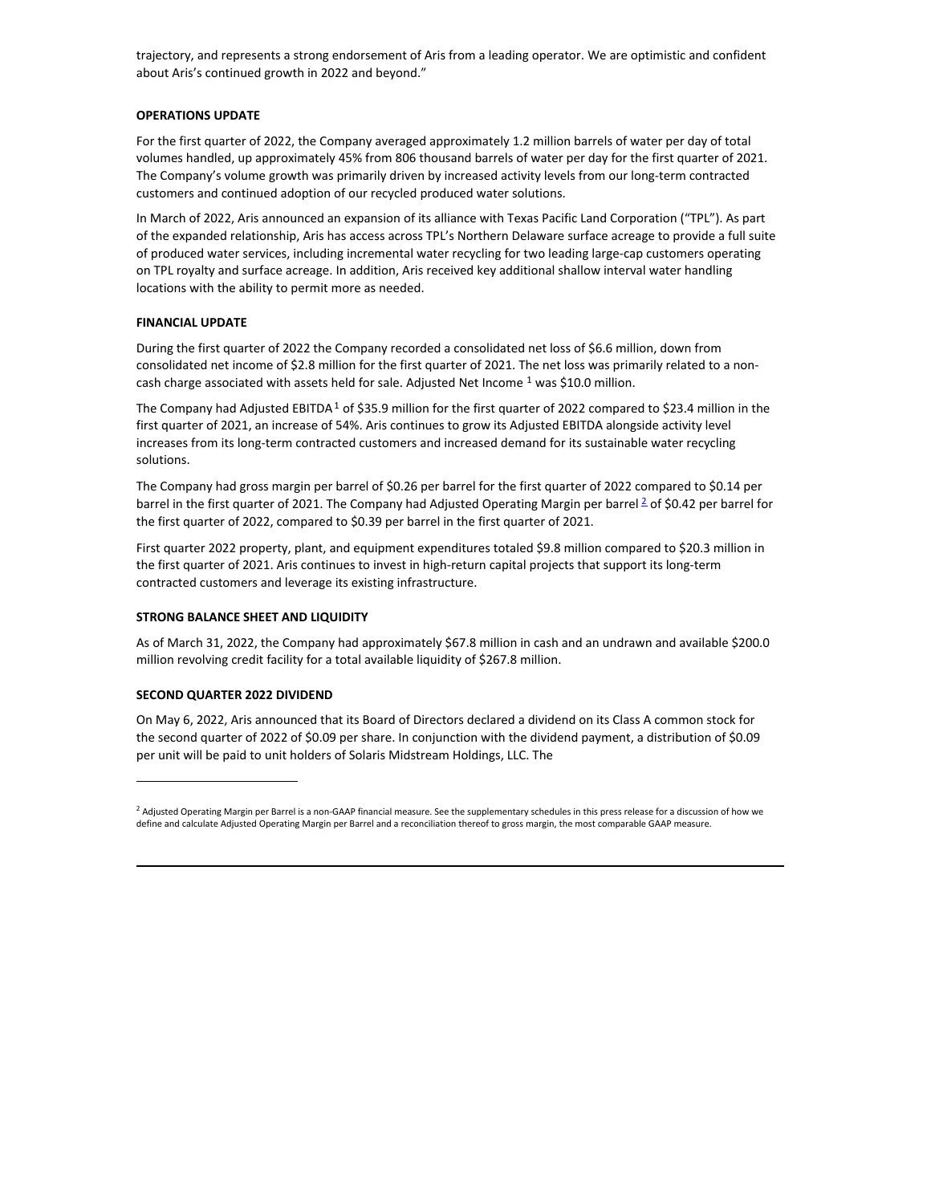trajectory, and represents a strong endorsement of Aris from a leading operator. We are optimistic and confident about Aris's continued growth in 2022 and beyond."

**OPERATIONS UPDATE**

For the first quarter of 2022, the Company averaged approximately 1.2 million barrels of water per day of total volumes handled, up approximately 45% from 806 thousand barrels of water per day for the first quarter of 2021. The Company's volume growth was primarily driven by increased activity levels from our long-term contracted customers and continued adoption of our recycled produced water solutions.

In March of 2022, Aris announced an expansion of its alliance with Texas Pacific Land Corporation ("TPL"). As part of the expanded relationship, Aris has access across TPL's Northern Delaware surface acreage to provide a full suite of produced water services, including incremental water recycling for two leading large-cap customers operating on TPL royalty and surface acreage. In addition, Aris received key additional shallow interval water handling locations with the ability to permit more as needed.

**FINANCIAL UPDATE**

During the first quarter of 2022 the Company recorded a consolidated net loss of $6.6 million, down from consolidated net income of $2.8 million for the first quarter of 2021. The net loss was primarily related to a non-cash charge associated with assets held for sale. Adjusted Net Income [1] was $10.0 million.

The Company had Adjusted EBITDA[1] of $35.9 million for the first quarter of 2022 compared to $23.4 million in the first quarter of 2021, an increase of 54%. Aris continues to grow its Adjusted EBITDA alongside activity level increases from its long-term contracted customers and increased demand for its sustainable water recycling solutions.

The Company had gross margin per barrel of $0.26 per barrel for the first quarter of 2022 compared to $0.14 per barrel in the first quarter of 2021. The Company had Adjusted Operating Margin per barrel [2] of $0.42 per barrel for the first quarter of 2022, compared to $0.39 per barrel in the first quarter of 2021.

First quarter 2022 property, plant, and equipment expenditures totaled $9.8 million compared to $20.3 million in the first quarter of 2021. Aris continues to invest in high-return capital projects that support its long-term contracted customers and leverage its existing infrastructure.

**STRONG BALANCE SHEET AND LIQUIDITY**

As of March 31, 2022, the Company had approximately $67.8 million in cash and an undrawn and available $200.0 million revolving credit facility for a total available liquidity of $267.8 million.

**SECOND QUARTER 2022 DIVIDEND**

On May 6, 2022, Aris announced that its Board of Directors declared a dividend on its Class A common stock for the second quarter of 2022 of $0.09 per share. In conjunction with the dividend payment, a distribution of $0.09 per unit will be paid to unit holders of Solaris Midstream Holdings, LLC. The

---

[2] Adjusted Operating Margin per Barrel is a non-GAAP financial measure. See the supplementary schedules in this press release for a discussion of how we define and calculate Adjusted Operating Margin per Barrel and a reconciliation thereof to gross margin, the most comparable GAAP measure.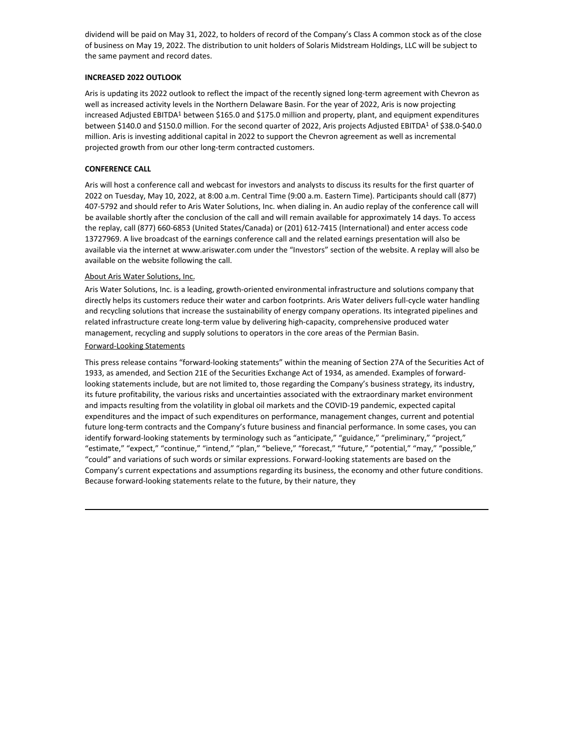dividend will be paid on May 31, 2022, to holders of record of the Company's Class A common stock as of the close of business on May 19, 2022. The distribution to unit holders of Solaris Midstream Holdings, LLC will be subject to the same payment and record dates.

**INCREASED 2022 OUTLOOK**

Aris is updating its 2022 outlook to reflect the impact of the recently signed long-term agreement with Chevron as well as increased activity levels in the Northern Delaware Basin. For the year of 2022, Aris is now projecting increased Adjusted EBITDA[1] between \$165.0 and \$175.0 million and property, plant, and equipment expenditures between \$140.0 and \$150.0 million. For the second quarter of 2022, Aris projects Adjusted EBITDA[1] of \$38.0-\$40.0 million. Aris is investing additional capital in 2022 to support the Chevron agreement as well as incremental projected growth from our other long-term contracted customers.

**CONFERENCE CALL**

Aris will host a conference call and webcast for investors and analysts to discuss its results for the first quarter of 2022 on Tuesday, May 10, 2022, at 8:00 a.m. Central Time (9:00 a.m. Eastern Time). Participants should call (877) 407-5792 and should refer to Aris Water Solutions, Inc. when dialing in. An audio replay of the conference call will be available shortly after the conclusion of the call and will remain available for approximately 14 days. To access the replay, call (877) 660-6853 (United States/Canada) or (201) 612-7415 (International) and enter access code 13727969. A live broadcast of the earnings conference call and the related earnings presentation will also be available via the internet at www.ariswater.com under the "Investors" section of the website. A replay will also be available on the website following the call.

About Aris Water Solutions, Inc.

Aris Water Solutions, Inc. is a leading, growth-oriented environmental infrastructure and solutions company that directly helps its customers reduce their water and carbon footprints. Aris Water delivers full-cycle water handling and recycling solutions that increase the sustainability of energy company operations. Its integrated pipelines and related infrastructure create long-term value by delivering high-capacity, comprehensive produced water management, recycling and supply solutions to operators in the core areas of the Permian Basin.

Forward-Looking Statements

This press release contains "forward-looking statements" within the meaning of Section 27A of the Securities Act of 1933, as amended, and Section 21E of the Securities Exchange Act of 1934, as amended. Examples of forward-looking statements include, but are not limited to, those regarding the Company's business strategy, its industry, its future profitability, the various risks and uncertainties associated with the extraordinary market environment and impacts resulting from the volatility in global oil markets and the COVID-19 pandemic, expected capital expenditures and the impact of such expenditures on performance, management changes, current and potential future long-term contracts and the Company's future business and financial performance. In some cases, you can identify forward-looking statements by terminology such as "anticipate," "guidance," "preliminary," "project," "estimate," "expect," "continue," "intend," "plan," "believe," "forecast," "future," "potential," "may," "possible," "could" and variations of such words or similar expressions. Forward-looking statements are based on the Company's current expectations and assumptions regarding its business, the economy and other future conditions. Because forward-looking statements relate to the future, by their nature, they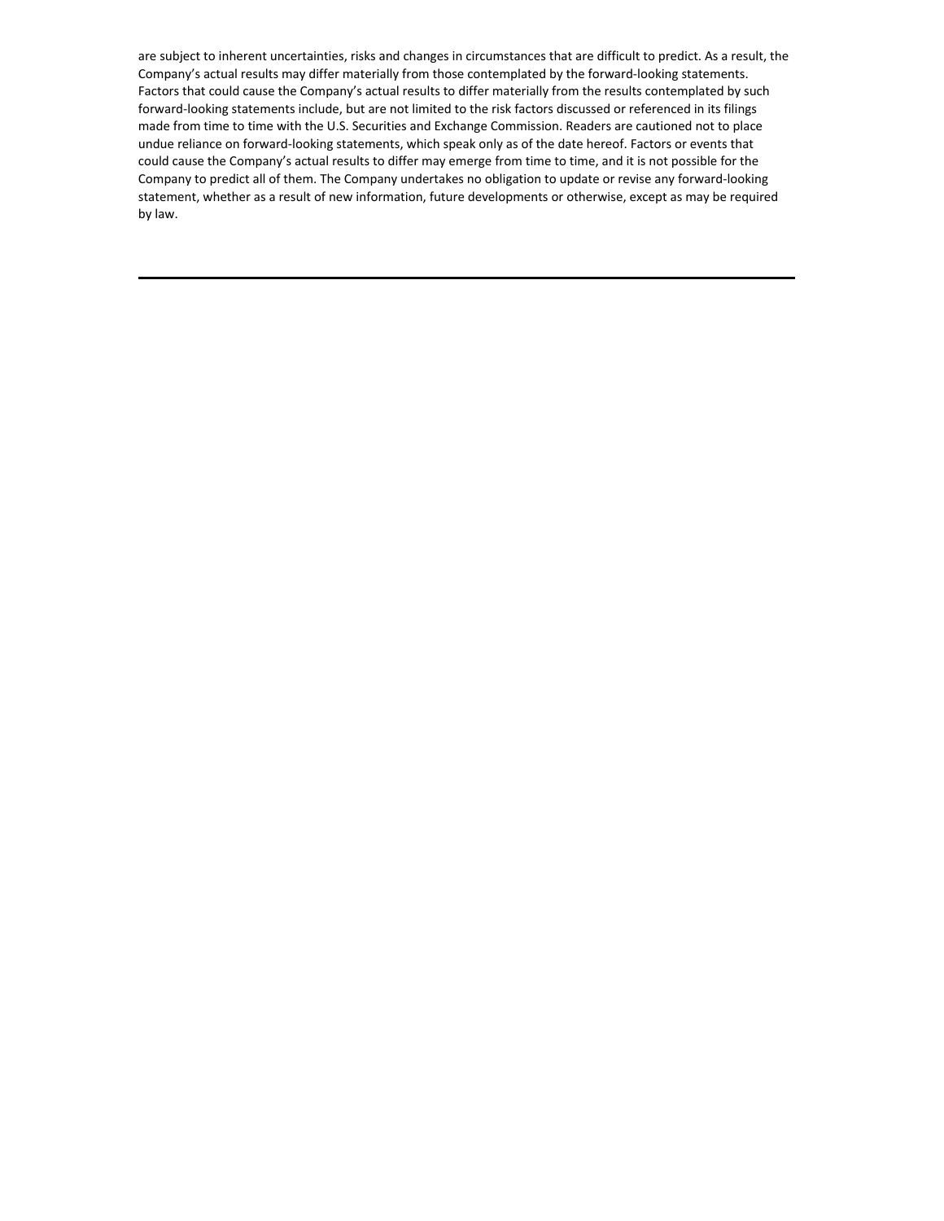are subject to inherent uncertainties, risks and changes in circumstances that are difficult to predict. As a result, the Company’s actual results may differ materially from those contemplated by the forward-looking statements. Factors that could cause the Company’s actual results to differ materially from the results contemplated by such forward-looking statements include, but are not limited to the risk factors discussed or referenced in its filings made from time to time with the U.S. Securities and Exchange Commission. Readers are cautioned not to place undue reliance on forward-looking statements, which speak only as of the date hereof. Factors or events that could cause the Company’s actual results to differ may emerge from time to time, and it is not possible for the Company to predict all of them. The Company undertakes no obligation to update or revise any forward-looking statement, whether as a result of new information, future developments or otherwise, except as may be required by law.

---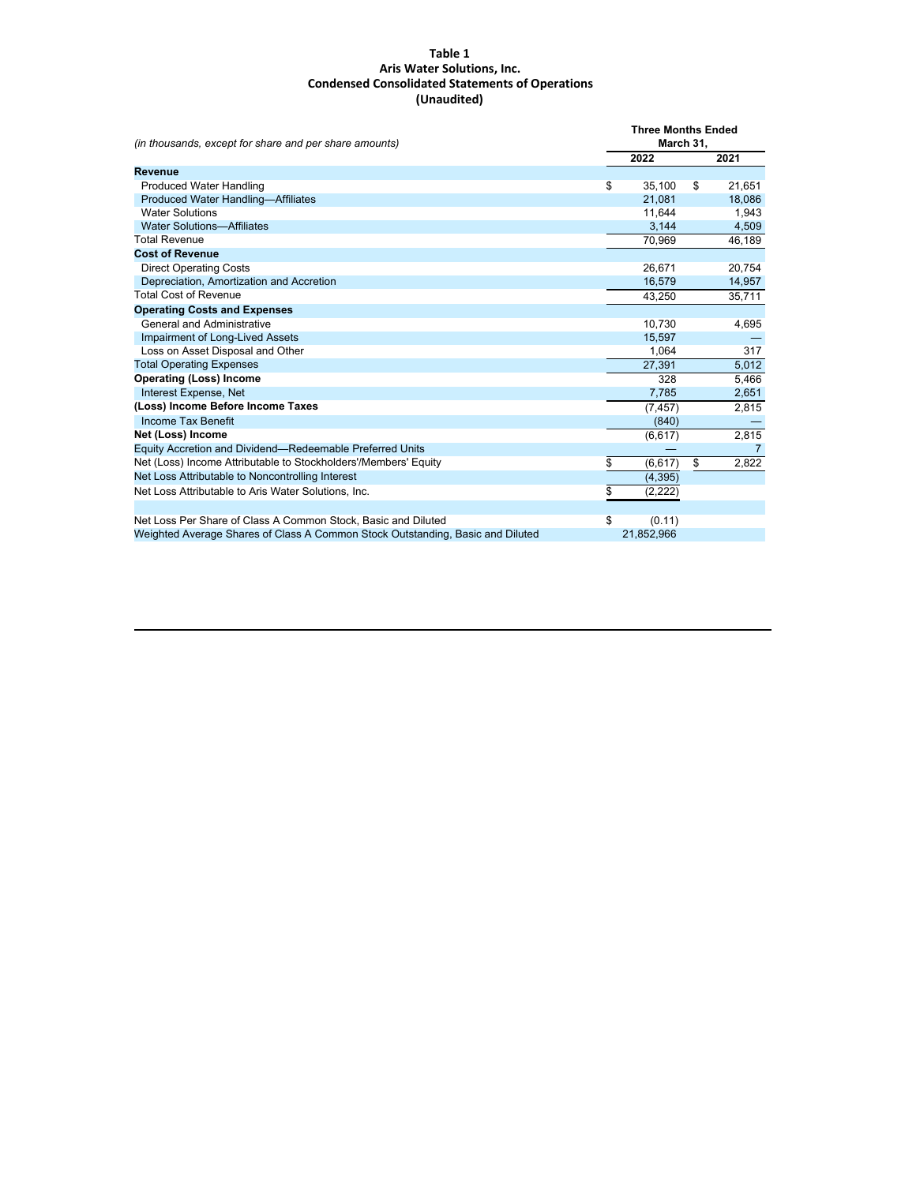**Table 1**
**Aris Water Solutions, Inc.**
**Condensed Consolidated Statements of Operations**
**(Unaudited)**

| *(in thousands, except for share and per share amounts)* | Three Months Ended March 31, 2022 | Three Months Ended March 31, 2021 |
|---|---|---|
| **Revenue** | | |
| Produced Water Handling | $ 35,100 | $ 21,651 |
| Produced Water Handling—Affiliates | 21,081 | 18,086 |
| Water Solutions | 11,644 | 1,943 |
| Water Solutions—Affiliates | 3,144 | 4,509 |
| Total Revenue | 70,969 | 46,189 |
| **Cost of Revenue** | | |
| Direct Operating Costs | 26,671 | 20,754 |
| Depreciation, Amortization and Accretion | 16,579 | 14,957 |
| Total Cost of Revenue | 43,250 | 35,711 |
| **Operating Costs and Expenses** | | |
| General and Administrative | 10,730 | 4,695 |
| Impairment of Long-Lived Assets | 15,597 | — |
| Loss on Asset Disposal and Other | 1,064 | 317 |
| Total Operating Expenses | 27,391 | 5,012 |
| **Operating (Loss) Income** | 328 | 5,466 |
| Interest Expense, Net | 7,785 | 2,651 |
| **(Loss) Income Before Income Taxes** | (7,457) | 2,815 |
| Income Tax Benefit | (840) | — |
| **Net (Loss) Income** | (6,617) | 2,815 |
| Equity Accretion and Dividend—Redeemable Preferred Units | — | 7 |
| Net (Loss) Income Attributable to Stockholders'/Members' Equity | $ (6,617) | $ 2,822 |
| Net Loss Attributable to Noncontrolling Interest | (4,395) | |
| Net Loss Attributable to Aris Water Solutions, Inc. | $ (2,222) | |
| | | |
| Net Loss Per Share of Class A Common Stock, Basic and Diluted | $ (0.11) | |
| Weighted Average Shares of Class A Common Stock Outstanding, Basic and Diluted | 21,852,966 | |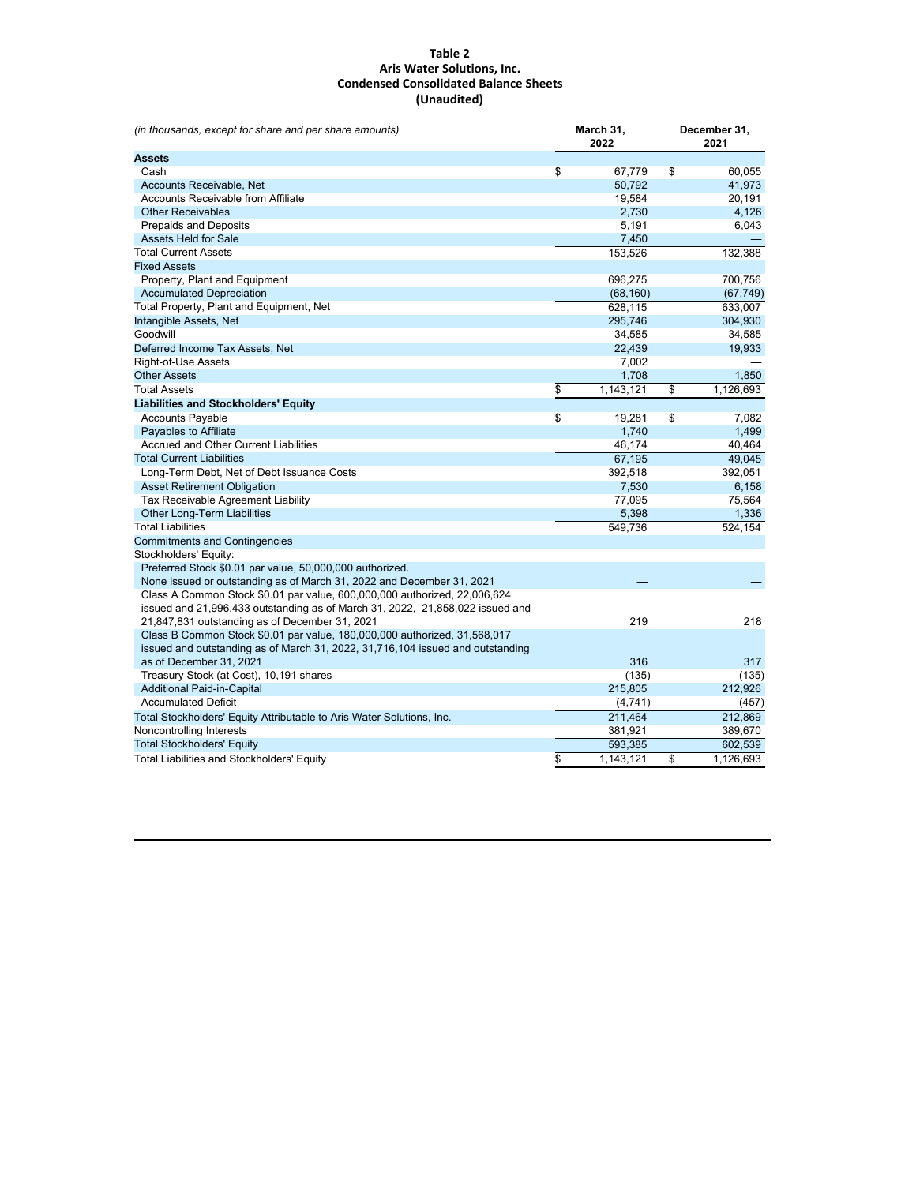**Table 2**
**Aris Water Solutions, Inc.**
**Condensed Consolidated Balance Sheets**
**(Unaudited)**

| *(in thousands, except for share and per share amounts)* | March 31, 2022 | December 31, 2021 |
|---|---|---|
| **Assets** | | |
| Cash | $ 67,779 | $ 60,055 |
| Accounts Receivable, Net | 50,792 | 41,973 |
| Accounts Receivable from Affiliate | 19,584 | 20,191 |
| Other Receivables | 2,730 | 4,126 |
| Prepaids and Deposits | 5,191 | 6,043 |
| Assets Held for Sale | 7,450 | — |
| Total Current Assets | 153,526 | 132,388 |
| Fixed Assets | | |
| Property, Plant and Equipment | 696,275 | 700,756 |
| Accumulated Depreciation | (68,160) | (67,749) |
| Total Property, Plant and Equipment, Net | 628,115 | 633,007 |
| Intangible Assets, Net | 295,746 | 304,930 |
| Goodwill | 34,585 | 34,585 |
| Deferred Income Tax Assets, Net | 22,439 | 19,933 |
| Right-of-Use Assets | 7,002 | — |
| Other Assets | 1,708 | 1,850 |
| Total Assets | $ 1,143,121 | $ 1,126,693 |
| **Liabilities and Stockholders' Equity** | | |
| Accounts Payable | $ 19,281 | $ 7,082 |
| Payables to Affiliate | 1,740 | 1,499 |
| Accrued and Other Current Liabilities | 46,174 | 40,464 |
| Total Current Liabilities | 67,195 | 49,045 |
| Long-Term Debt, Net of Debt Issuance Costs | 392,518 | 392,051 |
| Asset Retirement Obligation | 7,530 | 6,158 |
| Tax Receivable Agreement Liability | 77,095 | 75,564 |
| Other Long-Term Liabilities | 5,398 | 1,336 |
| Total Liabilities | 549,736 | 524,154 |
| Commitments and Contingencies | | |
| Stockholders' Equity: | | |
| Preferred Stock $0.01 par value, 50,000,000 authorized. None issued or outstanding as of March 31, 2022 and December 31, 2021 | — | — |
| Class A Common Stock $0.01 par value, 600,000,000 authorized, 22,006,624 issued and 21,996,433 outstanding as of March 31, 2022, 21,858,022 issued and 21,847,831 outstanding as of December 31, 2021 | 219 | 218 |
| Class B Common Stock $0.01 par value, 180,000,000 authorized, 31,568,017 issued and outstanding as of March 31, 2022, 31,716,104 issued and outstanding as of December 31, 2021 | 316 | 317 |
| Treasury Stock (at Cost), 10,191 shares | (135) | (135) |
| Additional Paid-in-Capital | 215,805 | 212,926 |
| Accumulated Deficit | (4,741) | (457) |
| Total Stockholders' Equity Attributable to Aris Water Solutions, Inc. | 211,464 | 212,869 |
| Noncontrolling Interests | 381,921 | 389,670 |
| Total Stockholders' Equity | 593,385 | 602,539 |
| Total Liabilities and Stockholders' Equity | $ 1,143,121 | $ 1,126,693 |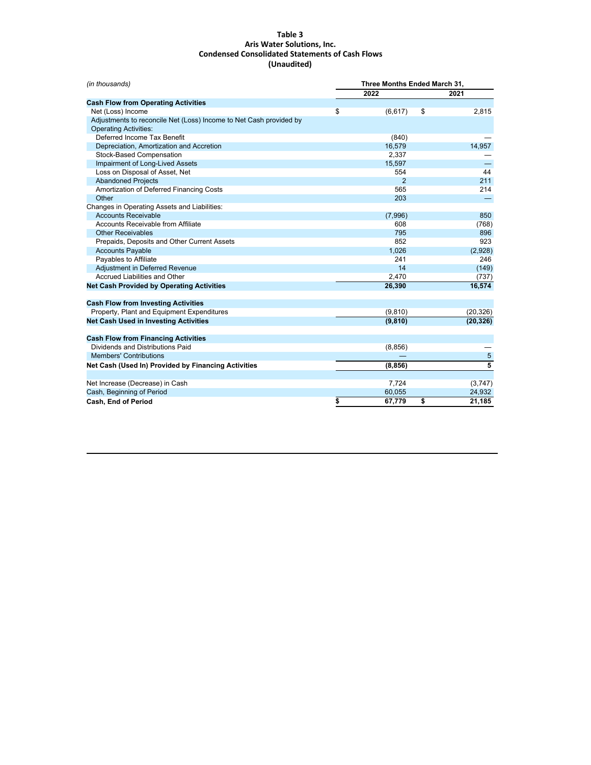**Table 3**
**Aris Water Solutions, Inc.**
**Condensed Consolidated Statements of Cash Flows**
**(Unaudited)**

| *(in thousands)* | Three Months Ended March 31, | |
|---|---|---|
| | 2022 | 2021 |
| **Cash Flow from Operating Activities** | | |
| Net (Loss) Income | $ (6,617) | $ 2,815 |
| Adjustments to reconcile Net (Loss) Income to Net Cash provided by Operating Activities: | | |
| Deferred Income Tax Benefit | (840) | — |
| Depreciation, Amortization and Accretion | 16,579 | 14,957 |
| Stock-Based Compensation | 2,337 | — |
| Impairment of Long-Lived Assets | 15,597 | — |
| Loss on Disposal of Asset, Net | 554 | 44 |
| Abandoned Projects | 2 | 211 |
| Amortization of Deferred Financing Costs | 565 | 214 |
| Other | 203 | — |
| Changes in Operating Assets and Liabilities: | | |
| Accounts Receivable | (7,996) | 850 |
| Accounts Receivable from Affiliate | 608 | (768) |
| Other Receivables | 795 | 896 |
| Prepaids, Deposits and Other Current Assets | 852 | 923 |
| Accounts Payable | 1,026 | (2,928) |
| Payables to Affiliate | 241 | 246 |
| Adjustment in Deferred Revenue | 14 | (149) |
| Accrued Liabilities and Other | 2,470 | (737) |
| **Net Cash Provided by Operating Activities** | **26,390** | **16,574** |
| | | |
| **Cash Flow from Investing Activities** | | |
| Property, Plant and Equipment Expenditures | (9,810) | (20,326) |
| **Net Cash Used in Investing Activities** | **(9,810)** | **(20,326)** |
| | | |
| **Cash Flow from Financing Activities** | | |
| Dividends and Distributions Paid | (8,856) | — |
| Members' Contributions | — | 5 |
| **Net Cash (Used In) Provided by Financing Activities** | **(8,856)** | **5** |
| | | |
| Net Increase (Decrease) in Cash | 7,724 | (3,747) |
| Cash, Beginning of Period | 60,055 | 24,932 |
| **Cash, End of Period** | **$ 67,779** | **$ 21,185** |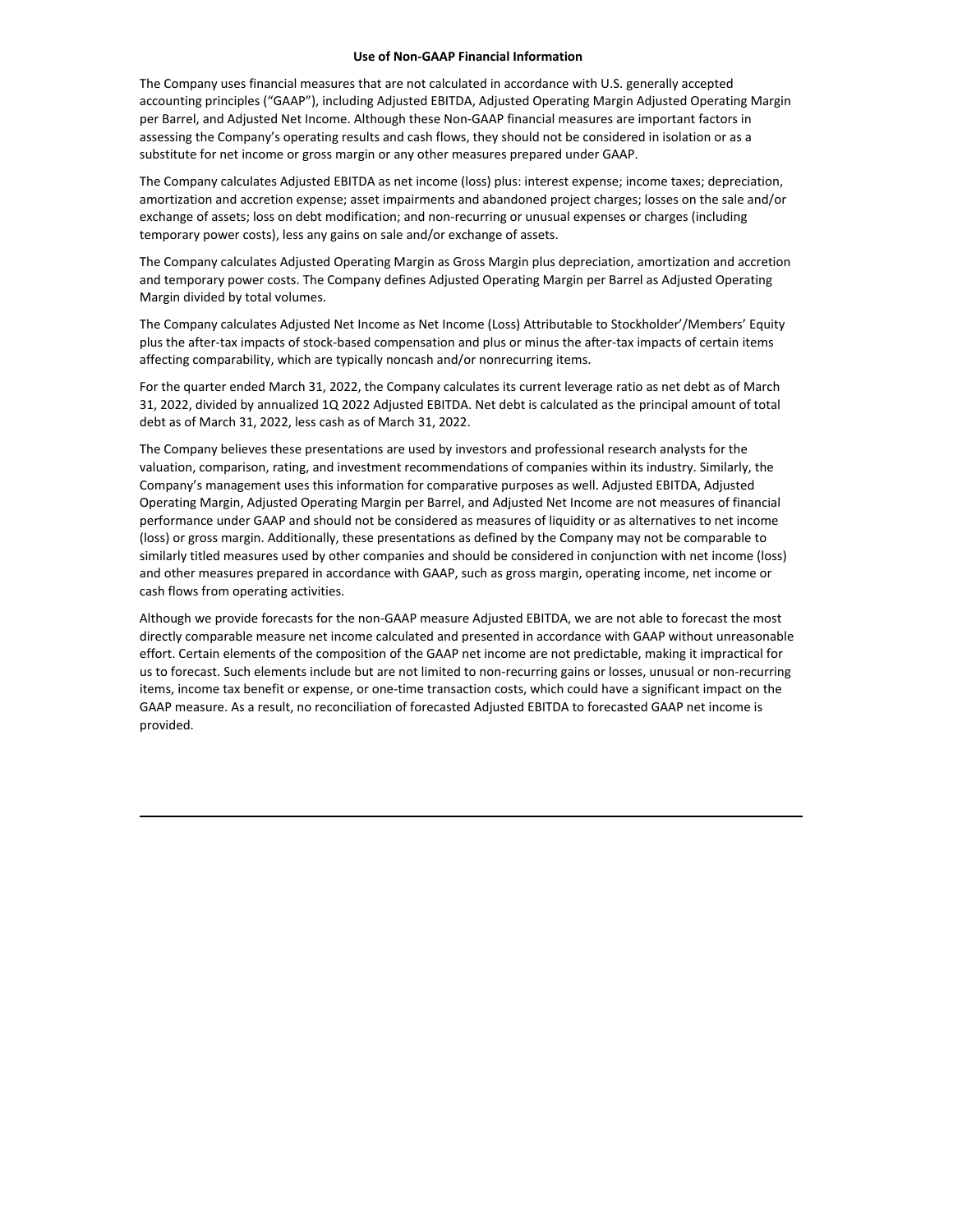## Use of Non-GAAP Financial Information

The Company uses financial measures that are not calculated in accordance with U.S. generally accepted accounting principles ("GAAP"), including Adjusted EBITDA, Adjusted Operating Margin Adjusted Operating Margin per Barrel, and Adjusted Net Income. Although these Non-GAAP financial measures are important factors in assessing the Company's operating results and cash flows, they should not be considered in isolation or as a substitute for net income or gross margin or any other measures prepared under GAAP.

The Company calculates Adjusted EBITDA as net income (loss) plus: interest expense; income taxes; depreciation, amortization and accretion expense; asset impairments and abandoned project charges; losses on the sale and/or exchange of assets; loss on debt modification; and non-recurring or unusual expenses or charges (including temporary power costs), less any gains on sale and/or exchange of assets.

The Company calculates Adjusted Operating Margin as Gross Margin plus depreciation, amortization and accretion and temporary power costs. The Company defines Adjusted Operating Margin per Barrel as Adjusted Operating Margin divided by total volumes.

The Company calculates Adjusted Net Income as Net Income (Loss) Attributable to Stockholder'/Members' Equity plus the after-tax impacts of stock-based compensation and plus or minus the after-tax impacts of certain items affecting comparability, which are typically noncash and/or nonrecurring items.

For the quarter ended March 31, 2022, the Company calculates its current leverage ratio as net debt as of March 31, 2022, divided by annualized 1Q 2022 Adjusted EBITDA. Net debt is calculated as the principal amount of total debt as of March 31, 2022, less cash as of March 31, 2022.

The Company believes these presentations are used by investors and professional research analysts for the valuation, comparison, rating, and investment recommendations of companies within its industry. Similarly, the Company's management uses this information for comparative purposes as well. Adjusted EBITDA, Adjusted Operating Margin, Adjusted Operating Margin per Barrel, and Adjusted Net Income are not measures of financial performance under GAAP and should not be considered as measures of liquidity or as alternatives to net income (loss) or gross margin. Additionally, these presentations as defined by the Company may not be comparable to similarly titled measures used by other companies and should be considered in conjunction with net income (loss) and other measures prepared in accordance with GAAP, such as gross margin, operating income, net income or cash flows from operating activities.

Although we provide forecasts for the non-GAAP measure Adjusted EBITDA, we are not able to forecast the most directly comparable measure net income calculated and presented in accordance with GAAP without unreasonable effort. Certain elements of the composition of the GAAP net income are not predictable, making it impractical for us to forecast. Such elements include but are not limited to non-recurring gains or losses, unusual or non-recurring items, income tax benefit or expense, or one-time transaction costs, which could have a significant impact on the GAAP measure. As a result, no reconciliation of forecasted Adjusted EBITDA to forecasted GAAP net income is provided.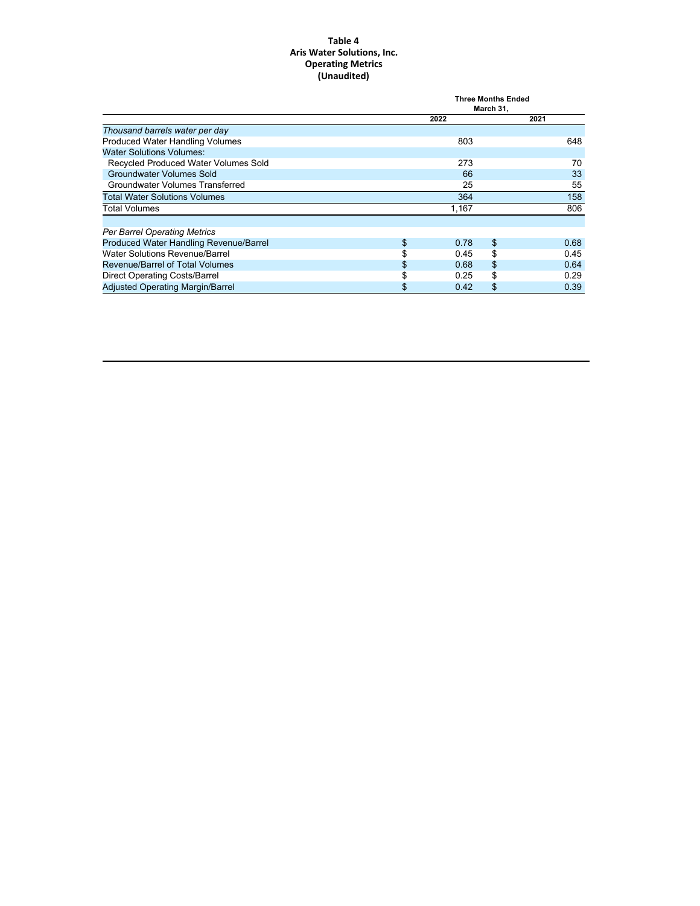**Table 4**
**Aris Water Solutions, Inc.**
**Operating Metrics**
**(Unaudited)**

| | Three Months Ended March 31, | |
|---|---|---|
| | **2022** | **2021** |
| *Thousand barrels water per day* | | |
| Produced Water Handling Volumes | 803 | 648 |
| Water Solutions Volumes: | | |
| Recycled Produced Water Volumes Sold | 273 | 70 |
| Groundwater Volumes Sold | 66 | 33 |
| Groundwater Volumes Transferred | 25 | 55 |
| Total Water Solutions Volumes | 364 | 158 |
| Total Volumes | 1,167 | 806 |
| | | |
| *Per Barrel Operating Metrics* | | |
| Produced Water Handling Revenue/Barrel | $ 0.78 | $ 0.68 |
| Water Solutions Revenue/Barrel | $ 0.45 | $ 0.45 |
| Revenue/Barrel of Total Volumes | $ 0.68 | $ 0.64 |
| Direct Operating Costs/Barrel | $ 0.25 | $ 0.29 |
| Adjusted Operating Margin/Barrel | $ 0.42 | $ 0.39 |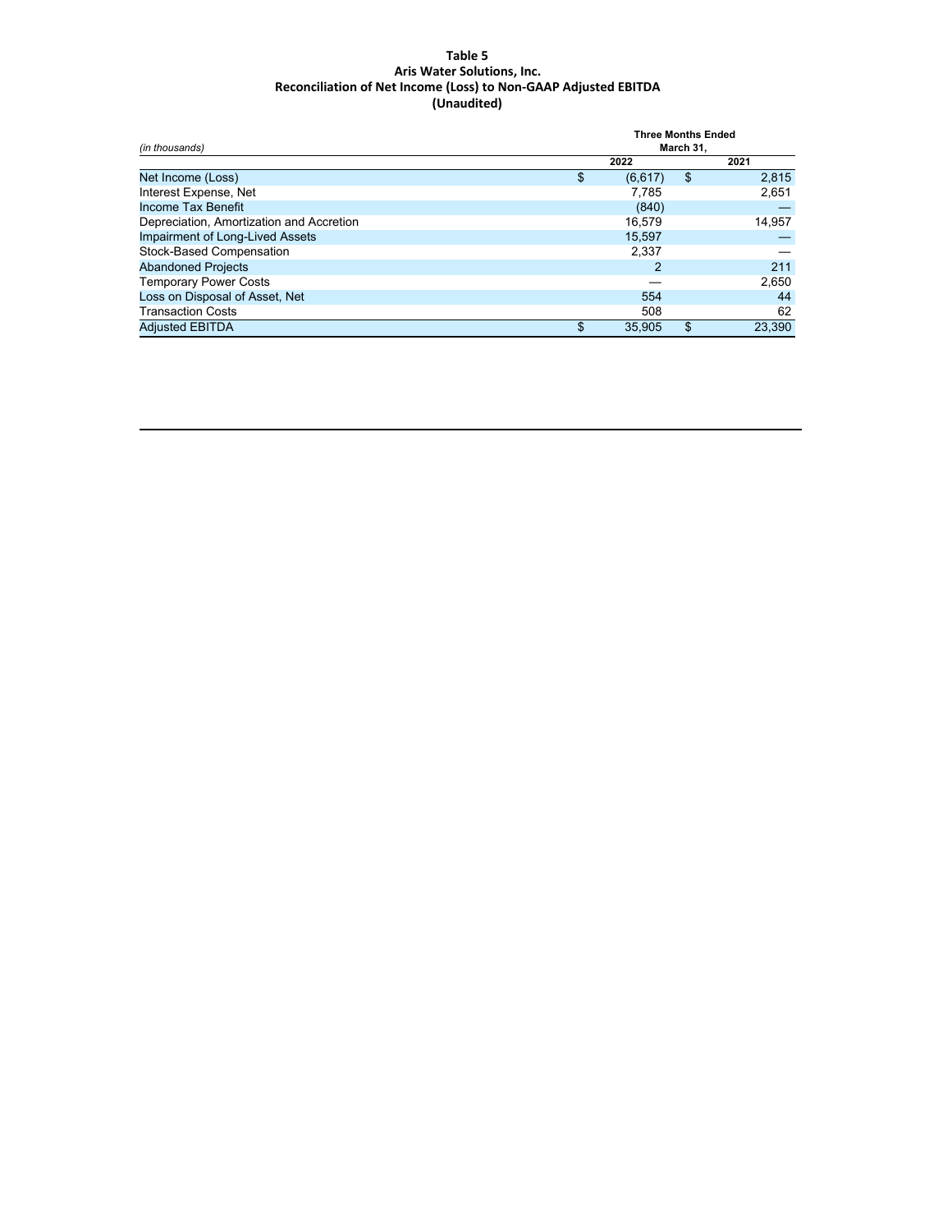**Table 5**
**Aris Water Solutions, Inc.**
**Reconciliation of Net Income (Loss) to Non-GAAP Adjusted EBITDA**
**(Unaudited)**

| *(in thousands)* | Three Months Ended March 31, | |
|---|---|---|
| | 2022 | 2021 |
| Net Income (Loss) | $ (6,617) | $ 2,815 |
| Interest Expense, Net | 7,785 | 2,651 |
| Income Tax Benefit | (840) | — |
| Depreciation, Amortization and Accretion | 16,579 | 14,957 |
| Impairment of Long-Lived Assets | 15,597 | — |
| Stock-Based Compensation | 2,337 | — |
| Abandoned Projects | 2 | 211 |
| Temporary Power Costs | — | 2,650 |
| Loss on Disposal of Asset, Net | 554 | 44 |
| Transaction Costs | 508 | 62 |
| Adjusted EBITDA | $ 35,905 | $ 23,390 |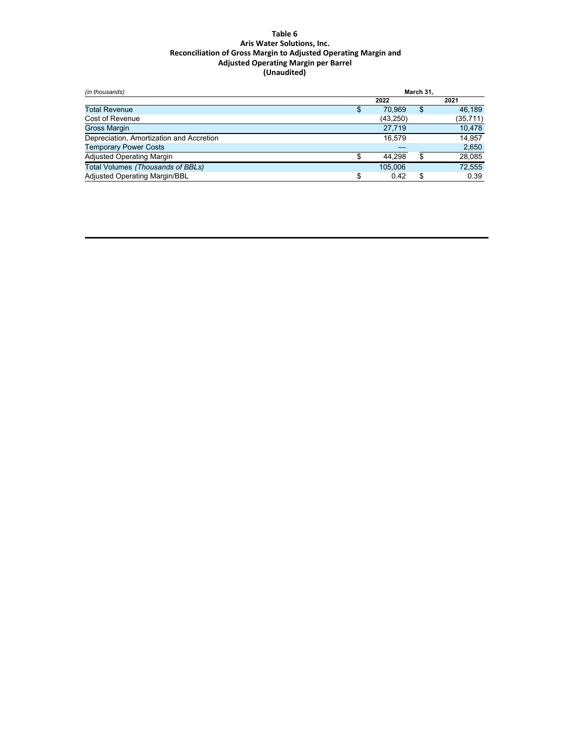**Table 6**
**Aris Water Solutions, Inc.**
**Reconciliation of Gross Margin to Adjusted Operating Margin and**
**Adjusted Operating Margin per Barrel**
**(Unaudited)**

| *(in thousands)* | **March 31,** | |
|---|---|---|
| | **2022** | **2021** |
| Total Revenue | $ 70,969 | $ 46,189 |
| Cost of Revenue | (43,250) | (35,711) |
| Gross Margin | 27,719 | 10,478 |
| Depreciation, Amortization and Accretion | 16,579 | 14,957 |
| Temporary Power Costs | — | 2,650 |
| Adjusted Operating Margin | $ 44,298 | $ 28,085 |
| Total Volumes *(Thousands of BBLs)* | 105,006 | 72,555 |
| Adjusted Operating Margin/BBL | $ 0.42 | $ 0.39 |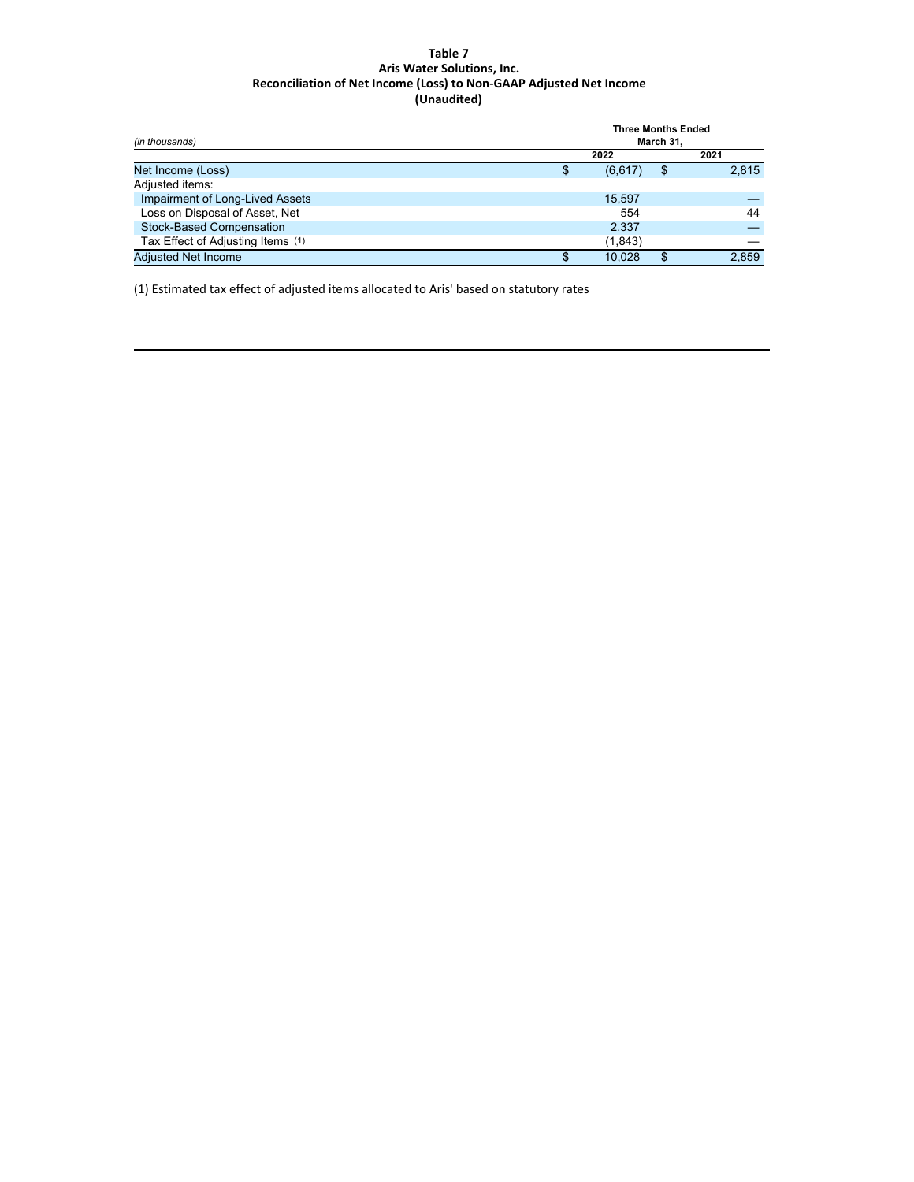**Table 7**
**Aris Water Solutions, Inc.**
**Reconciliation of Net Income (Loss) to Non-GAAP Adjusted Net Income**
**(Unaudited)**

| *(in thousands)* | Three Months Ended March 31, 2022 | Three Months Ended March 31, 2021 |
|---|---|---|
| Net Income (Loss) | $ (6,617) | $ 2,815 |
| Adjusted items: | | |
| Impairment of Long-Lived Assets | 15,597 | — |
| Loss on Disposal of Asset, Net | 554 | 44 |
| Stock-Based Compensation | 2,337 | — |
| Tax Effect of Adjusting Items (1) | (1,843) | — |
| Adjusted Net Income | $ 10,028 | $ 2,859 |

(1) Estimated tax effect of adjusted items allocated to Aris' based on statutory rates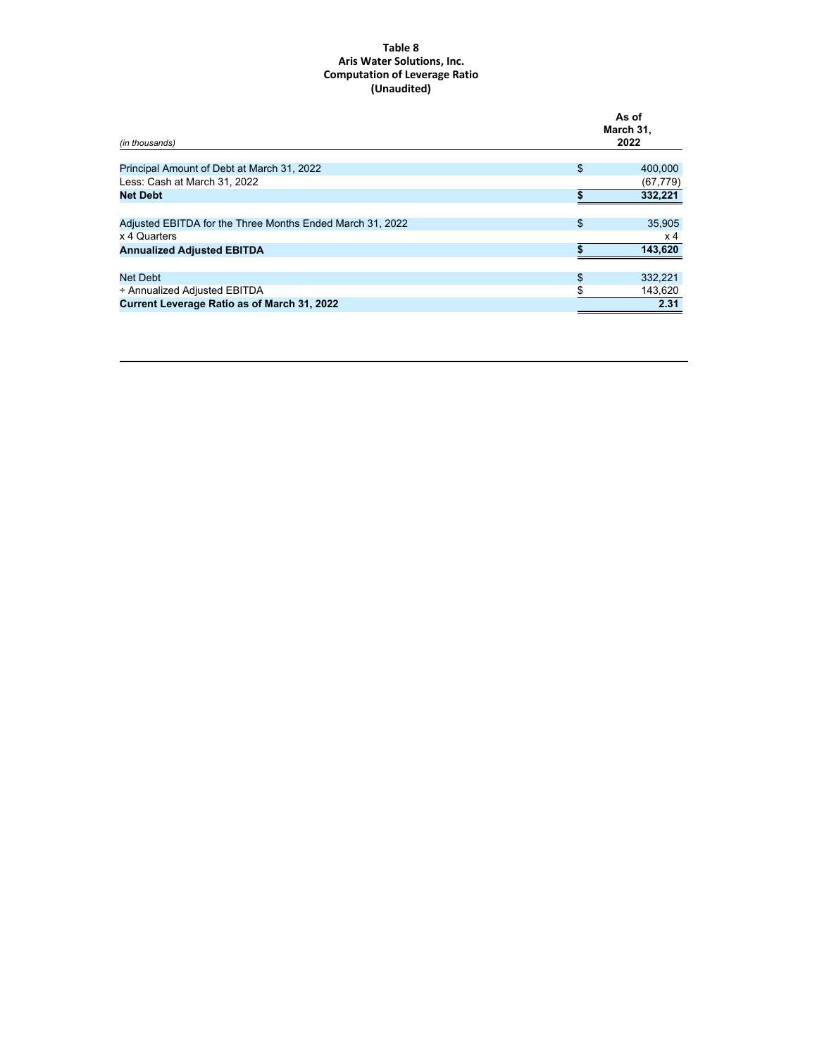**Table 8**
**Aris Water Solutions, Inc.**
**Computation of Leverage Ratio**
**(Unaudited)**

| *(in thousands)* | As of March 31, 2022 |
|---|---|
| Principal Amount of Debt at March 31, 2022 | $ 400,000 |
| Less: Cash at March 31, 2022 | (67,779) |
| **Net Debt** | **$ 332,221** |
| | |
| Adjusted EBITDA for the Three Months Ended March 31, 2022 | $ 35,905 |
| x 4 Quarters | x 4 |
| **Annualized Adjusted EBITDA** | **$ 143,620** |
| | |
| Net Debt | $ 332,221 |
| ÷ Annualized Adjusted EBITDA | $ 143,620 |
| **Current Leverage Ratio as of March 31, 2022** | **2.31** |